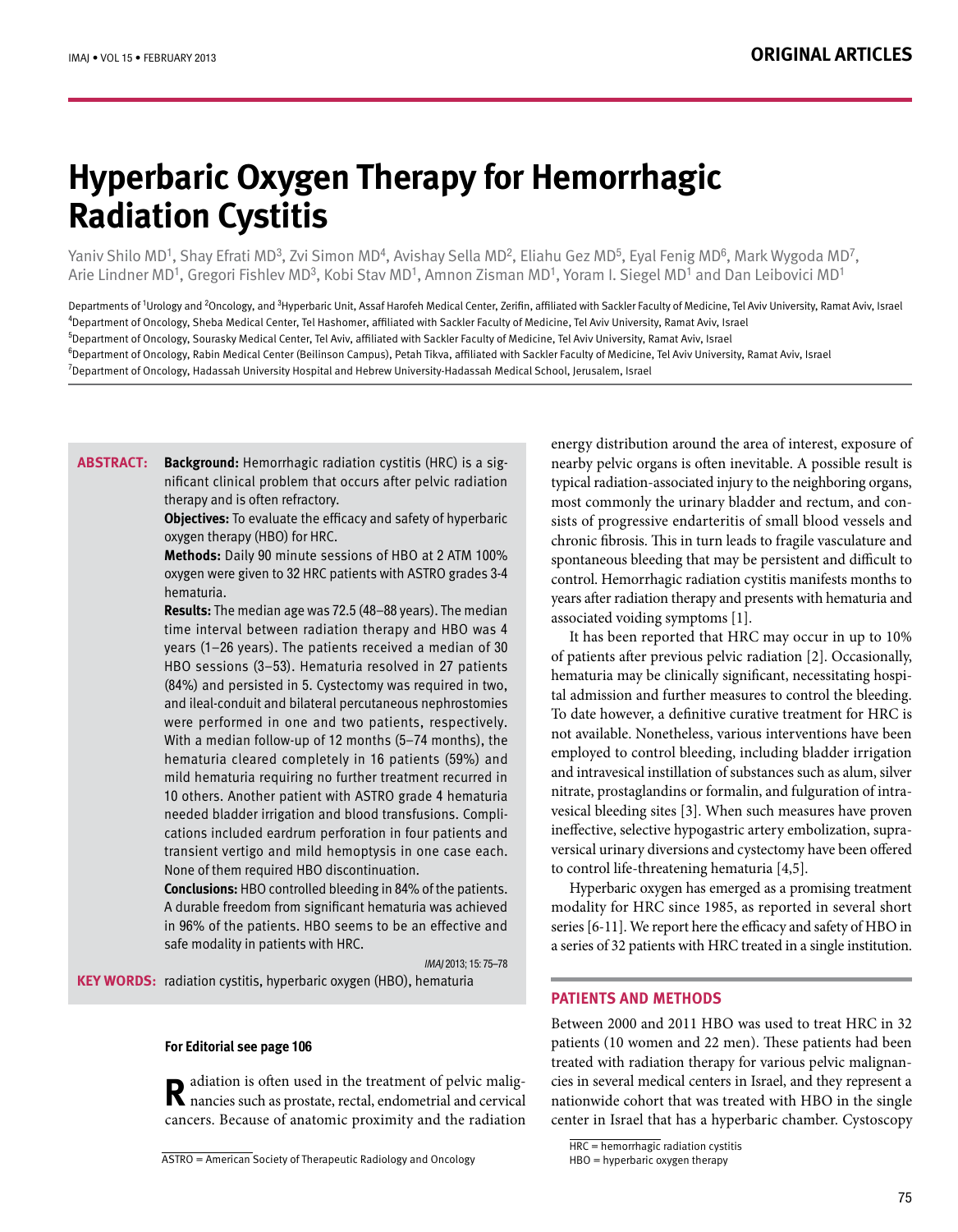# Hyperbaric Oxygen Therapy for Hemorrhagic Radiation Cystitis

Yaniv Shilo MD[1], Shay Efrati MD[3], Zvi Simon MD[4], Avishay Sella MD[2], Eliahu Gez MD[5], Eyal Fenig MD[6], Mark Wygoda MD[7], Arie Lindner MD[1], Gregori Fishlev MD[3], Kobi Stav MD[1], Amnon Zisman MD[1], Yoram I. Siegel MD[1] and Dan Leibovici MD[1]

Departments of [1]Urology and [2]Oncology, and [3]Hyperbaric Unit, Assaf Harofeh Medical Center, Zerifin, affiliated with Sackler Faculty of Medicine, Tel Aviv University, Ramat Aviv, Israel
[4]Department of Oncology, Sheba Medical Center, Tel Hashomer, affiliated with Sackler Faculty of Medicine, Tel Aviv University, Ramat Aviv, Israel
[5]Department of Oncology, Sourasky Medical Center, Tel Aviv, affiliated with Sackler Faculty of Medicine, Tel Aviv University, Ramat Aviv, Israel
[6]Department of Oncology, Rabin Medical Center (Beilinson Campus), Petah Tikva, affiliated with Sackler Faculty of Medicine, Tel Aviv University, Ramat Aviv, Israel
[7]Department of Oncology, Hadassah University Hospital and Hebrew University-Hadassah Medical School, Jerusalem, Israel

**ABSTRACT:** **Background:** Hemorrhagic radiation cystitis (HRC) is a significant clinical problem that occurs after pelvic radiation therapy and is often refractory.

**Objectives:** To evaluate the efficacy and safety of hyperbaric oxygen therapy (HBO) for HRC.

**Methods:** Daily 90 minute sessions of HBO at 2 ATM 100% oxygen were given to 32 HRC patients with ASTRO grades 3-4 hematuria.

**Results:** The median age was 72.5 (48–88 years). The median time interval between radiation therapy and HBO was 4 years (1–26 years). The patients received a median of 30 HBO sessions (3–53). Hematuria resolved in 27 patients (84%) and persisted in 5. Cystectomy was required in two, and ileal-conduit and bilateral percutaneous nephrostomies were performed in one and two patients, respectively. With a median follow-up of 12 months (5–74 months), the hematuria cleared completely in 16 patients (59%) and mild hematuria requiring no further treatment recurred in 10 others. Another patient with ASTRO grade 4 hematuria needed bladder irrigation and blood transfusions. Complications included eardrum perforation in four patients and transient vertigo and mild hemoptysis in one case each. None of them required HBO discontinuation.

**Conclusions:** HBO controlled bleeding in 84% of the patients. A durable freedom from significant hematuria was achieved in 96% of the patients. HBO seems to be an effective and safe modality in patients with HRC.

*IMAJ* 2013; 15: 75–78

**KEY WORDS:** radiation cystitis, hyperbaric oxygen (HBO), hematuria

**For Editorial see page 106**

Radiation is often used in the treatment of pelvic malignancies such as prostate, rectal, endometrial and cervical cancers. Because of anatomic proximity and the radiation energy distribution around the area of interest, exposure of nearby pelvic organs is often inevitable. A possible result is typical radiation-associated injury to the neighboring organs, most commonly the urinary bladder and rectum, and consists of progressive endarteritis of small blood vessels and chronic fibrosis. This in turn leads to fragile vasculature and spontaneous bleeding that may be persistent and difficult to control. Hemorrhagic radiation cystitis manifests months to years after radiation therapy and presents with hematuria and associated voiding symptoms [1].

It has been reported that HRC may occur in up to 10% of patients after previous pelvic radiation [2]. Occasionally, hematuria may be clinically significant, necessitating hospital admission and further measures to control the bleeding. To date however, a definitive curative treatment for HRC is not available. Nonetheless, various interventions have been employed to control bleeding, including bladder irrigation and intravesical instillation of substances such as alum, silver nitrate, prostaglandins or formalin, and fulguration of intravesical bleeding sites [3]. When such measures have proven ineffective, selective hypogastric artery embolization, supravesical urinary diversions and cystectomy have been offered to control life-threatening hematuria [4,5].

Hyperbaric oxygen has emerged as a promising treatment modality for HRC since 1985, as reported in several short series [6-11]. We report here the efficacy and safety of HBO in a series of 32 patients with HRC treated in a single institution.

## PATIENTS AND METHODS

Between 2000 and 2011 HBO was used to treat HRC in 32 patients (10 women and 22 men). These patients had been treated with radiation therapy for various pelvic malignancies in several medical centers in Israel, and they represent a nationwide cohort that was treated with HBO in the single center in Israel that has a hyperbaric chamber. Cystoscopy

ASTRO = American Society of Therapeutic Radiology and Oncology

HRC = hemorrhagic radiation cystitis
HBO = hyperbaric oxygen therapy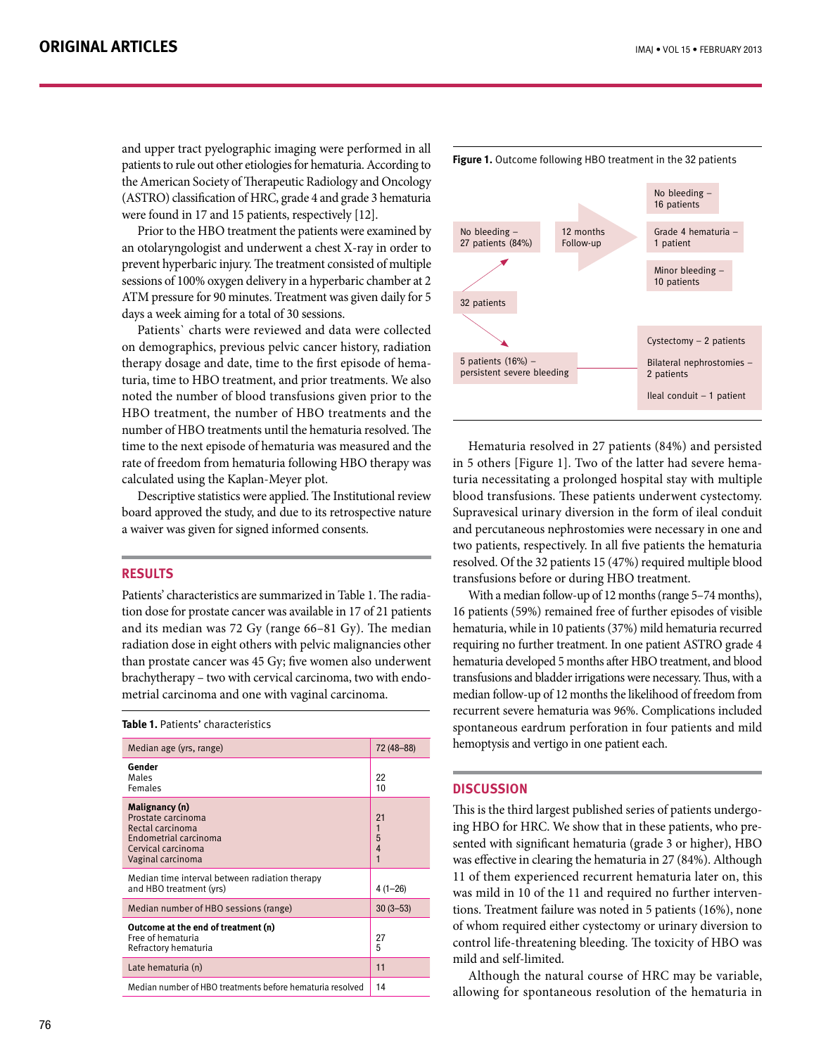and upper tract pyelographic imaging were performed in all patients to rule out other etiologies for hematuria. According to the American Society of Therapeutic Radiology and Oncology (ASTRO) classification of HRC, grade 4 and grade 3 hematuria were found in 17 and 15 patients, respectively [12].

Prior to the HBO treatment the patients were examined by an otolaryngologist and underwent a chest X-ray in order to prevent hyperbaric injury. The treatment consisted of multiple sessions of 100% oxygen delivery in a hyperbaric chamber at 2 ATM pressure for 90 minutes. Treatment was given daily for 5 days a week aiming for a total of 30 sessions.

Patients` charts were reviewed and data were collected on demographics, previous pelvic cancer history, radiation therapy dosage and date, time to the first episode of hematuria, time to HBO treatment, and prior treatments. We also noted the number of blood transfusions given prior to the HBO treatment, the number of HBO treatments and the number of HBO treatments until the hematuria resolved. The time to the next episode of hematuria was measured and the rate of freedom from hematuria following HBO therapy was calculated using the Kaplan-Meyer plot.

Descriptive statistics were applied. The Institutional review board approved the study, and due to its retrospective nature a waiver was given for signed informed consents.

## RESULTS

Patients' characteristics are summarized in Table 1. The radiation dose for prostate cancer was available in 17 of 21 patients and its median was 72 Gy (range 66–81 Gy). The median radiation dose in eight others with pelvic malignancies other than prostate cancer was 45 Gy; five women also underwent brachytherapy – two with cervical carcinoma, two with endometrial carcinoma and one with vaginal carcinoma.

**Table 1.** Patients' characteristics

| | |
|---|---|
| Median age (yrs, range) | 72 (48–88) |
| **Gender** | |
| Males | 22 |
| Females | 10 |
| **Malignancy (n)** | |
| Prostate carcinoma | 21 |
| Rectal carcinoma | 1 |
| Endometrial carcinoma | 5 |
| Cervical carcinoma | 4 |
| Vaginal carcinoma | 1 |
| Median time interval between radiation therapy and HBO treatment (yrs) | 4 (1–26) |
| Median number of HBO sessions (range) | 30 (3–53) |
| **Outcome at the end of treatment (n)** | |
| Free of hematuria | 27 |
| Refractory hematuria | 5 |
| Late hematuria (n) | 11 |
| Median number of HBO treatments before hematuria resolved | 14 |

**Figure 1.** Outcome following HBO treatment in the 32 patients

32 patients → No bleeding – 27 patients (84%) → 12 months Follow-up → No bleeding – 16 patients; Grade 4 hematuria – 1 patient; Minor bleeding – 10 patients

32 patients → 5 patients (16%) – persistent severe bleeding → Cystectomy – 2 patients; Bilateral nephrostomies – 2 patients; Ileal conduit – 1 patient

Hematuria resolved in 27 patients (84%) and persisted in 5 others [Figure 1]. Two of the latter had severe hematuria necessitating a prolonged hospital stay with multiple blood transfusions. These patients underwent cystectomy. Supravesical urinary diversion in the form of ileal conduit and percutaneous nephrostomies were necessary in one and two patients, respectively. In all five patients the hematuria resolved. Of the 32 patients 15 (47%) required multiple blood transfusions before or during HBO treatment.

With a median follow-up of 12 months (range 5–74 months), 16 patients (59%) remained free of further episodes of visible hematuria, while in 10 patients (37%) mild hematuria recurred requiring no further treatment. In one patient ASTRO grade 4 hematuria developed 5 months after HBO treatment, and blood transfusions and bladder irrigations were necessary. Thus, with a median follow-up of 12 months the likelihood of freedom from recurrent severe hematuria was 96%. Complications included spontaneous eardrum perforation in four patients and mild hemoptysis and vertigo in one patient each.

## DISCUSSION

This is the third largest published series of patients undergoing HBO for HRC. We show that in these patients, who presented with significant hematuria (grade 3 or higher), HBO was effective in clearing the hematuria in 27 (84%). Although 11 of them experienced recurrent hematuria later on, this was mild in 10 of the 11 and required no further interventions. Treatment failure was noted in 5 patients (16%), none of whom required either cystectomy or urinary diversion to control life-threatening bleeding. The toxicity of HBO was mild and self-limited.

Although the natural course of HRC may be variable, allowing for spontaneous resolution of the hematuria in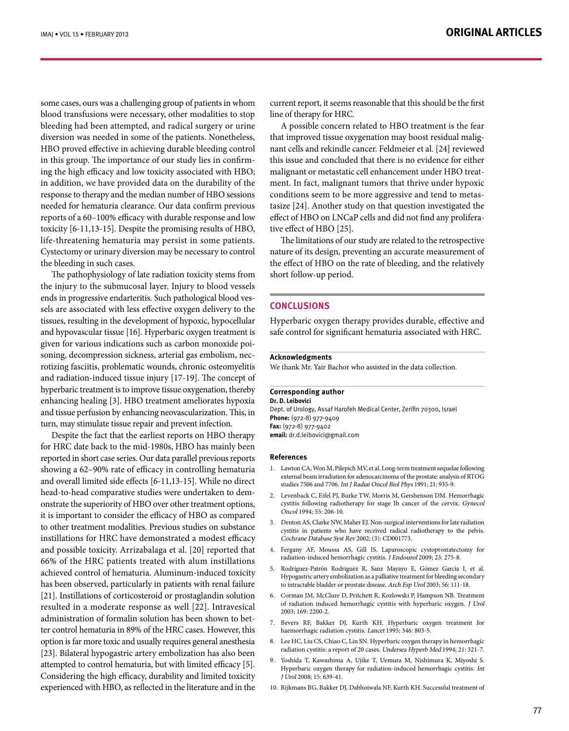some cases, ours was a challenging group of patients in whom blood transfusions were necessary, other modalities to stop bleeding had been attempted, and radical surgery or urine diversion was needed in some of the patients. Nonetheless, HBO proved effective in achieving durable bleeding control in this group. The importance of our study lies in confirming the high efficacy and low toxicity associated with HBO; in addition, we have provided data on the durability of the response to therapy and the median number of HBO sessions needed for hematuria clearance. Our data confirm previous reports of a 60–100% efficacy with durable response and low toxicity [6-11,13-15]. Despite the promising results of HBO, life-threatening hematuria may persist in some patients. Cystectomy or urinary diversion may be necessary to control the bleeding in such cases.

The pathophysiology of late radiation toxicity stems from the injury to the submucosal layer. Injury to blood vessels ends in progressive endarteritis. Such pathological blood vessels are associated with less effective oxygen delivery to the tissues, resulting in the development of hypoxic, hypocellular and hypovascular tissue [16]. Hyperbaric oxygen treatment is given for various indications such as carbon monoxide poisoning, decompression sickness, arterial gas embolism, necrotizing fasciitis, problematic wounds, chronic osteomyelitis and radiation-induced tissue injury [17-19]. The concept of hyperbaric treatment is to improve tissue oxygenation, thereby enhancing healing [3]. HBO treatment ameliorates hypoxia and tissue perfusion by enhancing neovascularization. This, in turn, may stimulate tissue repair and prevent infection.

Despite the fact that the earliest reports on HBO therapy for HRC date back to the mid-1980s, HBO has mainly been reported in short case series. Our data parallel previous reports showing a 62–90% rate of efficacy in controlling hematuria and overall limited side effects [6-11,13-15]. While no direct head-to-head comparative studies were undertaken to demonstrate the superiority of HBO over other treatment options, it is important to consider the efficacy of HBO as compared to other treatment modalities. Previous studies on substance instillations for HRC have demonstrated a modest efficacy and possible toxicity. Arrizabalaga et al. [20] reported that 66% of the HRC patients treated with alum instillations achieved control of hematuria. Aluminum-induced toxicity has been observed, particularly in patients with renal failure [21]. Instillations of corticosteroid or prostaglandin solution resulted in a moderate response as well [22]. Intravesical administration of formalin solution has been shown to better control hematuria in 89% of the HRC cases. However, this option is far more toxic and usually requires general anesthesia [23]. Bilateral hypogastric artery embolization has also been attempted to control hematuria, but with limited efficacy [5]. Considering the high efficacy, durability and limited toxicity experienced with HBO, as reflected in the literature and in the current report, it seems reasonable that this should be the first line of therapy for HRC.

A possible concern related to HBO treatment is the fear that improved tissue oxygenation may boost residual malignant cells and rekindle cancer. Feldmeier et al. [24] reviewed this issue and concluded that there is no evidence for either malignant or metastatic cell enhancement under HBO treatment. In fact, malignant tumors that thrive under hypoxic conditions seem to be more aggressive and tend to metastasize [24]. Another study on that question investigated the effect of HBO on LNCaP cells and did not find any proliferative effect of HBO [25].

The limitations of our study are related to the retrospective nature of its design, preventing an accurate measurement of the effect of HBO on the rate of bleeding, and the relatively short follow-up period.

## CONCLUSIONS

Hyperbaric oxygen therapy provides durable, effective and safe control for significant hematuria associated with HRC.

### Acknowledgments

We thank Mr. Yair Bachor who assisted in the data collection.

### Corresponding author

**Dr. D. Leibovici**
Dept. of Urology, Assaf Harofeh Medical Center, Zerifin 70300, Israel
**Phone:** (972-8) 977-9409
**Fax:** (972-8) 977-9402
**email:** dr.d.leibovici@gmail.com

### References

1. Lawton CA, Won M, Pilepich MV, et al. Long-term treatment sequelae following external beam irradiation for adenocarcinoma of the prostate: analysis of RTOG studies 7506 and 7706. *Int J Radiat Oncol Biol Phys* 1991; 21: 935-9.
2. Levenback C, Eifel PJ, Burke TW, Morris M, Gershenson DM. Hemorrhagic cystitis following radiotherapy for stage Ib cancer of the cervix. *Gynecol Oncol* 1994; 55: 206-10.
3. Denton AS, Clarke NW, Maher EJ. Non-surgical interventions for late radiation cystitis in patients who have received radical radiotherapy to the pelvis. *Cochrane Database Syst Rev* 2002; (3): CD001773.
4. Fergany AF, Moussa AS, Gill IS. Laparoscopic cystoprostatectomy for radiation-induced hemorrhagic cystitis. *J Endourol* 2009; 23: 275-8.
5. Rodríguez-Patrón Rodríguez R, Sanz Mayayo E, Gómez García I, et al. Hypogastric artery embolization as a palliative treatment for bleeding secondary to intractable bladder or prostate disease. *Arch Esp Urol* 2003; 56: 111-18.
6. Corman JM, McClure D, Pritchett R, Kozlowski P, Hampson NB. Treatment of radiation induced hemorrhagic cystitis with hyperbaric oxygen. *J Urol* 2003; 169: 2200-2.
7. Bevers RF, Bakker DJ, Kurth KH. Hyperbaric oxygen treatment for haemorrhagic radiation cystitis. *Lancet* 1995; 346: 803-5.
8. Lee HC, Liu CS, Chiao C, Lin SN. Hyperbaric oxygen therapy in hemorrhagic radiation cystitis: a report of 20 cases. *Undersea Hyperb Med* 1994; 21: 321-7.
9. Yoshida T, Kawashima A, Ujike T, Uemura M, Nishimura K, Miyoshi S. Hyperbaric oxygen therapy for radiation-induced hemorrhagic cystitis. *Int J Urol* 2008; 15: 639-41.
10. Rijkmans BG, Bakker DJ, Dabhoiwala NF, Kurth KH. Successful treatment of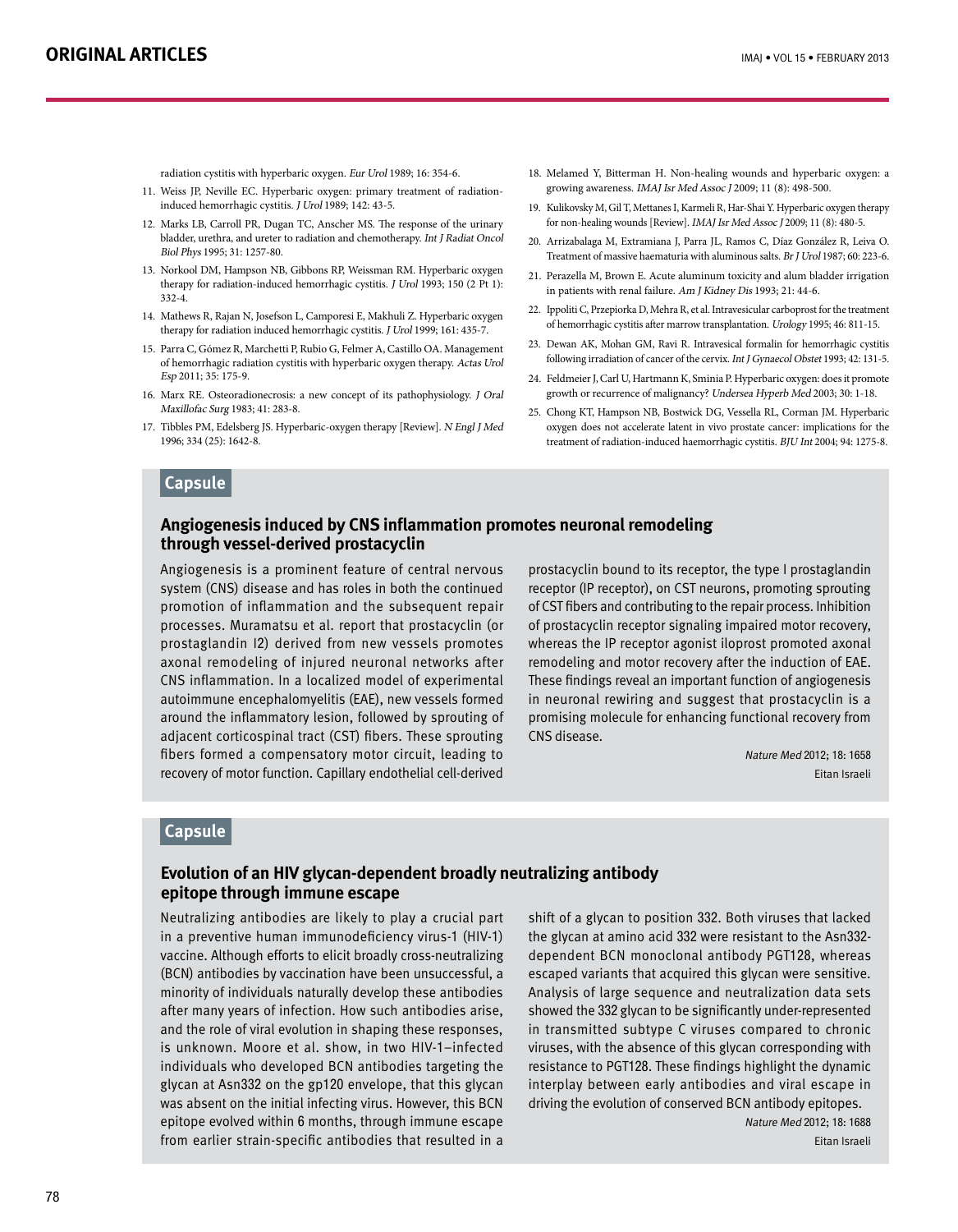radiation cystitis with hyperbaric oxygen. *Eur Urol* 1989; 16: 354-6.

11. Weiss JP, Neville EC. Hyperbaric oxygen: primary treatment of radiation-induced hemorrhagic cystitis. *J Urol* 1989; 142: 43-5.
12. Marks LB, Carroll PR, Dugan TC, Anscher MS. The response of the urinary bladder, urethra, and ureter to radiation and chemotherapy. *Int J Radiat Oncol Biol Phys* 1995; 31: 1257-80.
13. Norkool DM, Hampson NB, Gibbons RP, Weissman RM. Hyperbaric oxygen therapy for radiation-induced hemorrhagic cystitis. *J Urol* 1993; 150 (2 Pt 1): 332-4.
14. Mathews R, Rajan N, Josefson L, Camporesi E, Makhuli Z. Hyperbaric oxygen therapy for radiation induced hemorrhagic cystitis. *J Urol* 1999; 161: 435-7.
15. Parra C, Gómez R, Marchetti P, Rubio G, Felmer A, Castillo OA. Management of hemorrhagic radiation cystitis with hyperbaric oxygen therapy. *Actas Urol Esp* 2011; 35: 175-9.
16. Marx RE. Osteoradionecrosis: a new concept of its pathophysiology. *J Oral Maxillofac Surg* 1983; 41: 283-8.
17. Tibbles PM, Edelsberg JS. Hyperbaric-oxygen therapy [Review]. *N Engl J Med* 1996; 334 (25): 1642-8.
18. Melamed Y, Bitterman H. Non-healing wounds and hyperbaric oxygen: a growing awareness. *IMAJ Isr Med Assoc J* 2009; 11 (8): 498-500.
19. Kulikovsky M, Gil T, Mettanes I, Karmeli R, Har-Shai Y. Hyperbaric oxygen therapy for non-healing wounds [Review]. *IMAJ Isr Med Assoc J* 2009; 11 (8): 480-5.
20. Arrizabalaga M, Extramiana J, Parra JL, Ramos C, Díaz González R, Leiva O. Treatment of massive haematuria with aluminous salts. *Br J Urol* 1987; 60: 223-6.
21. Perazella M, Brown E. Acute aluminum toxicity and alum bladder irrigation in patients with renal failure. *Am J Kidney Dis* 1993; 21: 44-6.
22. Ippoliti C, Przepiorka D, Mehra R, et al. Intravesicular carboprost for the treatment of hemorrhagic cystitis after marrow transplantation. *Urology* 1995; 46: 811-15.
23. Dewan AK, Mohan GM, Ravi R. Intravesical formalin for hemorrhagic cystitis following irradiation of cancer of the cervix. *Int J Gynaecol Obstet* 1993; 42: 131-5.
24. Feldmeier J, Carl U, Hartmann K, Sminia P. Hyperbaric oxygen: does it promote growth or recurrence of malignancy? *Undersea Hyperb Med* 2003; 30: 1-18.
25. Chong KT, Hampson NB, Bostwick DG, Vessella RL, Corman JM. Hyperbaric oxygen does not accelerate latent in vivo prostate cancer: implications for the treatment of radiation-induced haemorrhagic cystitis. *BJU Int* 2004; 94: 1275-8.

## Capsule

### Angiogenesis induced by CNS inflammation promotes neuronal remodeling through vessel-derived prostacyclin

Angiogenesis is a prominent feature of central nervous system (CNS) disease and has roles in both the continued promotion of inflammation and the subsequent repair processes. Muramatsu et al. report that prostacyclin (or prostaglandin I2) derived from new vessels promotes axonal remodeling of injured neuronal networks after CNS inflammation. In a localized model of experimental autoimmune encephalomyelitis (EAE), new vessels formed around the inflammatory lesion, followed by sprouting of adjacent corticospinal tract (CST) fibers. These sprouting fibers formed a compensatory motor circuit, leading to recovery of motor function. Capillary endothelial cell-derived prostacyclin bound to its receptor, the type I prostaglandin receptor (IP receptor), on CST neurons, promoting sprouting of CST fibers and contributing to the repair process. Inhibition of prostacyclin receptor signaling impaired motor recovery, whereas the IP receptor agonist iloprost promoted axonal remodeling and motor recovery after the induction of EAE. These findings reveal an important function of angiogenesis in neuronal rewiring and suggest that prostacyclin is a promising molecule for enhancing functional recovery from CNS disease.

*Nature Med* 2012; 18: 1658

Eitan Israeli

## Capsule

### Evolution of an HIV glycan-dependent broadly neutralizing antibody epitope through immune escape

Neutralizing antibodies are likely to play a crucial part in a preventive human immunodeficiency virus-1 (HIV-1) vaccine. Although efforts to elicit broadly cross-neutralizing (BCN) antibodies by vaccination have been unsuccessful, a minority of individuals naturally develop these antibodies after many years of infection. How such antibodies arise, and the role of viral evolution in shaping these responses, is unknown. Moore et al. show, in two HIV-1–infected individuals who developed BCN antibodies targeting the glycan at Asn332 on the gp120 envelope, that this glycan was absent on the initial infecting virus. However, this BCN epitope evolved within 6 months, through immune escape from earlier strain-specific antibodies that resulted in a shift of a glycan to position 332. Both viruses that lacked the glycan at amino acid 332 were resistant to the Asn332-dependent BCN monoclonal antibody PGT128, whereas escaped variants that acquired this glycan were sensitive. Analysis of large sequence and neutralization data sets showed the 332 glycan to be significantly under-represented in transmitted subtype C viruses compared to chronic viruses, with the absence of this glycan corresponding with resistance to PGT128. These findings highlight the dynamic interplay between early antibodies and viral escape in driving the evolution of conserved BCN antibody epitopes.

*Nature Med* 2012; 18: 1688

Eitan Israeli